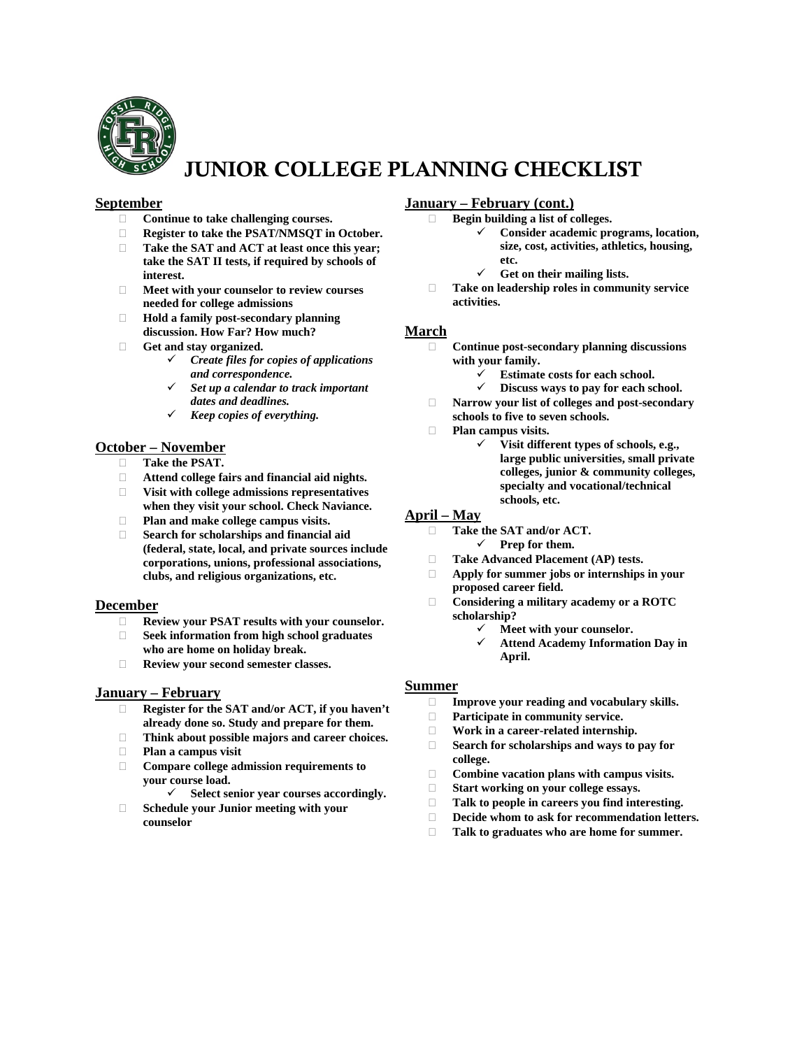# JUNIOR COLLEGE PLANNING CHECKLIST

## September

- **Continue to take challenging courses.**
- **Register to take the PSAT/NMSQT in October.**
- **Take the SAT and ACT at least once this year; take the SAT II tests, if required by schools of interest.**
- **Meet with your counselor to review courses needed for college admissions**
- **Hold a family post-secondary planning discussion. How Far? How much?**
- **Get and stay organized.**
  - ***Create files for copies of applications and correspondence.***
  - ***Set up a calendar to track important dates and deadlines.***
  - ***Keep copies of everything.***

## October – November

- **Take the PSAT.**
- **Attend college fairs and financial aid nights.**
- **Visit with college admissions representatives when they visit your school. Check Naviance.**
- **Plan and make college campus visits.**
- **Search for scholarships and financial aid (federal, state, local, and private sources include corporations, unions, professional associations, clubs, and religious organizations, etc.**

## December

- **Review your PSAT results with your counselor.**
- **Seek information from high school graduates who are home on holiday break.**
- **Review your second semester classes.**

## January – February

- **Register for the SAT and/or ACT, if you haven't already done so. Study and prepare for them.**
- **Think about possible majors and career choices.**
- **Plan a campus visit**
- **Compare college admission requirements to your course load.**
  - **Select senior year courses accordingly.**
- **Schedule your Junior meeting with your counselor**

## January – February (cont.)

- **Begin building a list of colleges.**
  - **Consider academic programs, location, size, cost, activities, athletics, housing, etc.**
  - **Get on their mailing lists.**
- **Take on leadership roles in community service activities.**

## March

- **Continue post-secondary planning discussions with your family.**
  - **Estimate costs for each school.**
  - **Discuss ways to pay for each school.**
- **Narrow your list of colleges and post-secondary schools to five to seven schools.**
- **Plan campus visits.**
  - **Visit different types of schools, e.g., large public universities, small private colleges, junior & community colleges, specialty and vocational/technical schools, etc.**

## April – May

- **Take the SAT and/or ACT.**
  - **Prep for them.**
- **Take Advanced Placement (AP) tests.**
- **Apply for summer jobs or internships in your proposed career field.**
- **Considering a military academy or a ROTC scholarship?**
  - **Meet with your counselor.**
  - **Attend Academy Information Day in April.**

## Summer

- **Improve your reading and vocabulary skills.**
- **Participate in community service.**
- **Work in a career-related internship.**
- **Search for scholarships and ways to pay for college.**
- **Combine vacation plans with campus visits.**
- **Start working on your college essays.**
- **Talk to people in careers you find interesting.**
- **Decide whom to ask for recommendation letters.**
- **Talk to graduates who are home for summer.**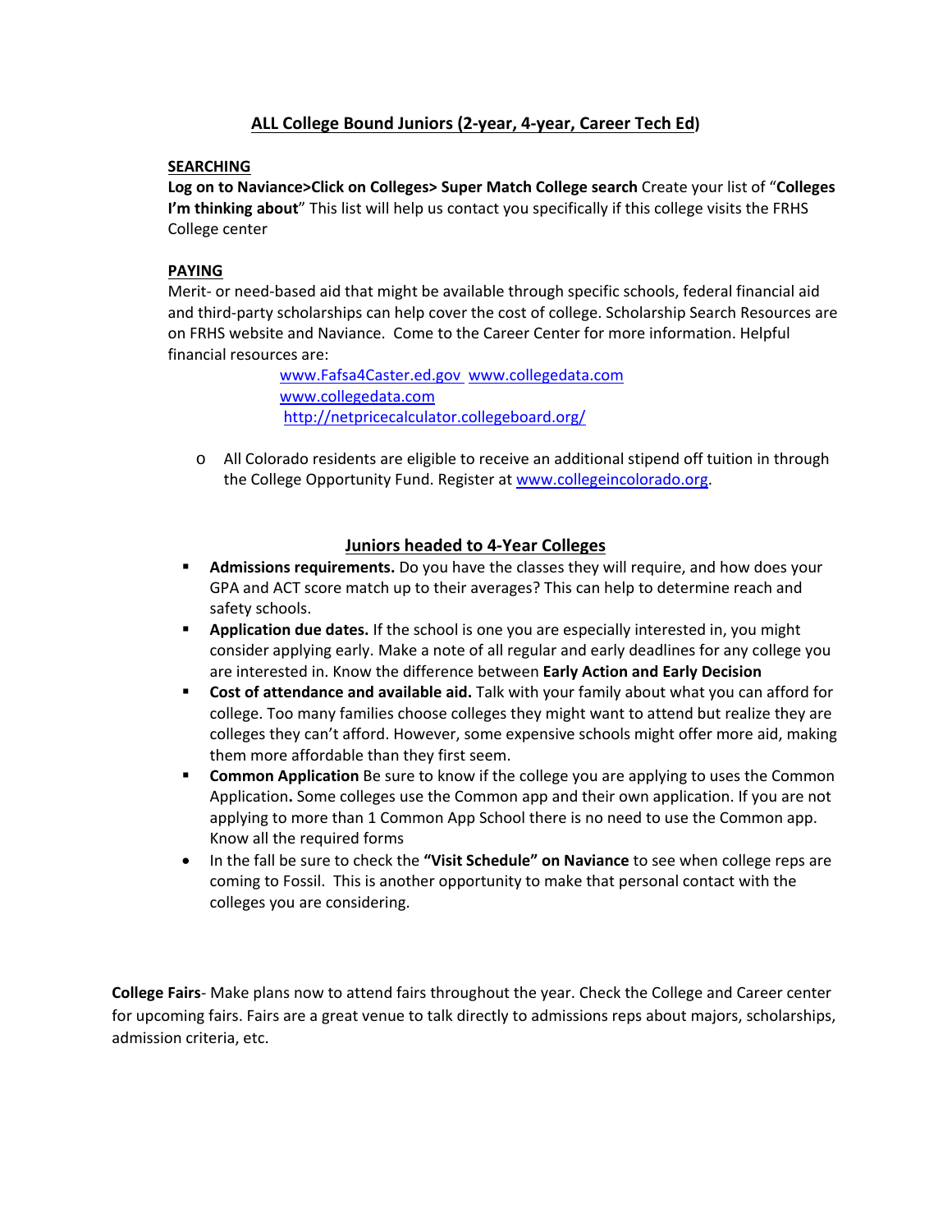## ALL College Bound Juniors (2-year, 4-year, Career Tech Ed)

**SEARCHING**

**Log on to Naviance>Click on Colleges> Super Match College search** Create your list of "**Colleges I'm thinking about**" This list will help us contact you specifically if this college visits the FRHS College center

**PAYING**

Merit- or need-based aid that might be available through specific schools, federal financial aid and third-party scholarships can help cover the cost of college. Scholarship Search Resources are on FRHS website and Naviance. Come to the Career Center for more information. Helpful financial resources are:

www.Fafsa4Caster.ed.gov www.collegedata.com
www.collegedata.com
http://netpricecalculator.collegeboard.org/

- All Colorado residents are eligible to receive an additional stipend off tuition in through the College Opportunity Fund. Register at www.collegeincolorado.org.

## Juniors headed to 4-Year Colleges

- **Admissions requirements.** Do you have the classes they will require, and how does your GPA and ACT score match up to their averages? This can help to determine reach and safety schools.
- **Application due dates.** If the school is one you are especially interested in, you might consider applying early. Make a note of all regular and early deadlines for any college you are interested in. Know the difference between **Early Action and Early Decision**
- **Cost of attendance and available aid.** Talk with your family about what you can afford for college. Too many families choose colleges they might want to attend but realize they are colleges they can't afford. However, some expensive schools might offer more aid, making them more affordable than they first seem.
- **Common Application** Be sure to know if the college you are applying to uses the Common Application**.** Some colleges use the Common app and their own application. If you are not applying to more than 1 Common App School there is no need to use the Common app. Know all the required forms
- In the fall be sure to check the **"Visit Schedule" on Naviance** to see when college reps are coming to Fossil. This is another opportunity to make that personal contact with the colleges you are considering.

**College Fairs**- Make plans now to attend fairs throughout the year. Check the College and Career center for upcoming fairs. Fairs are a great venue to talk directly to admissions reps about majors, scholarships, admission criteria, etc.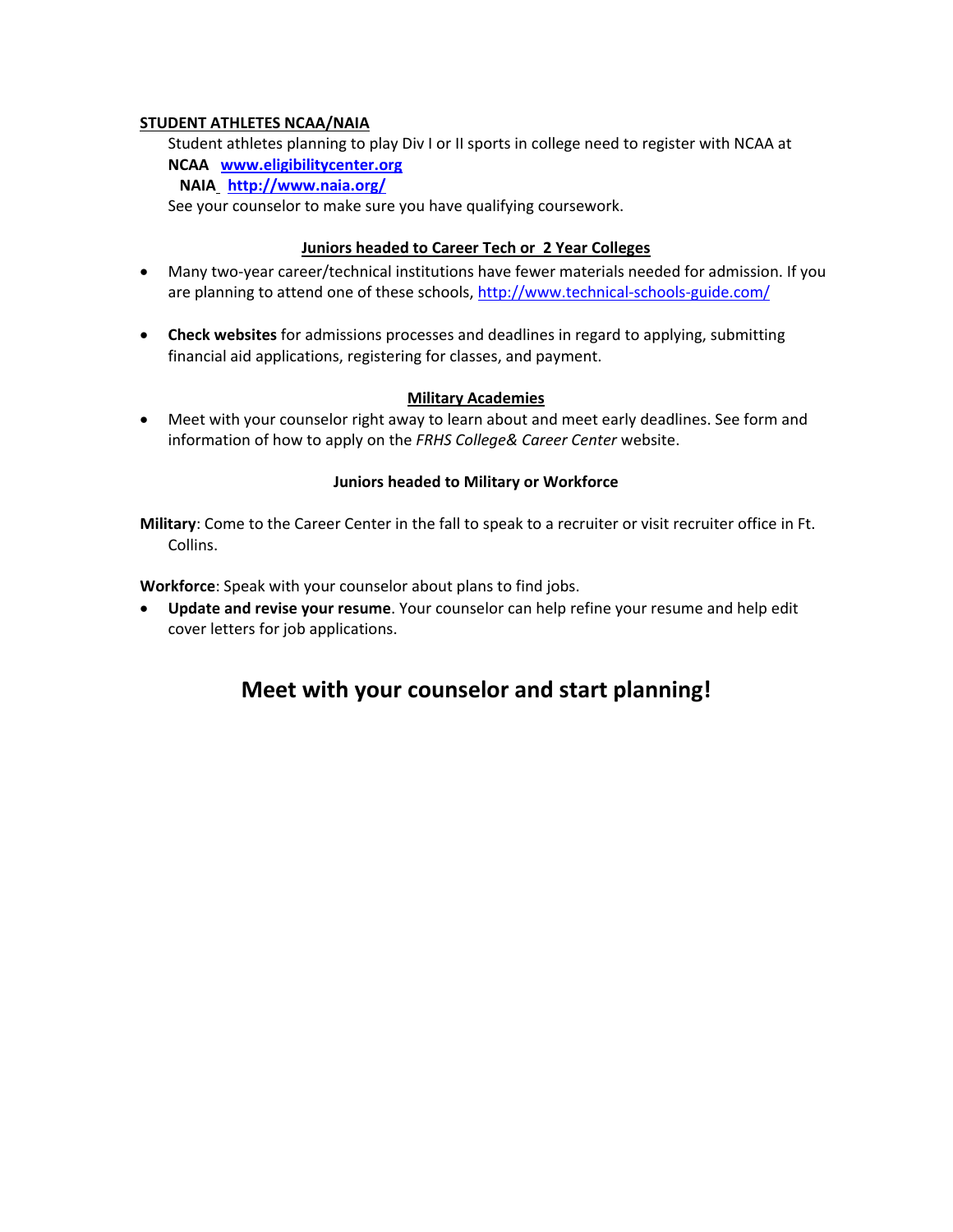**STUDENT ATHLETES NCAA/NAIA**

Student athletes planning to play Div I or II sports in college need to register with NCAA at

**NCAA** **[www.eligibilitycenter.org](http://www.eligibilitycenter.org)**

**NAIA** **[http://www.naia.org/](http://www.naia.org/)**

See your counselor to make sure you have qualifying coursework.

**Juniors headed to Career Tech or 2 Year Colleges**

- Many two-year career/technical institutions have fewer materials needed for admission. If you are planning to attend one of these schools, [http://www.technical-schools-guide.com/](http://www.technical-schools-guide.com/)

- **Check websites** for admissions processes and deadlines in regard to applying, submitting financial aid applications, registering for classes, and payment.

**Military Academies**

- Meet with your counselor right away to learn about and meet early deadlines. See form and information of how to apply on the *FRHS College& Career Center* website.

**Juniors headed to Military or Workforce**

**Military**: Come to the Career Center in the fall to speak to a recruiter or visit recruiter office in Ft. Collins.

**Workforce**: Speak with your counselor about plans to find jobs.

- **Update and revise your resume**. Your counselor can help refine your resume and help edit cover letters for job applications.

## Meet with your counselor and start planning!